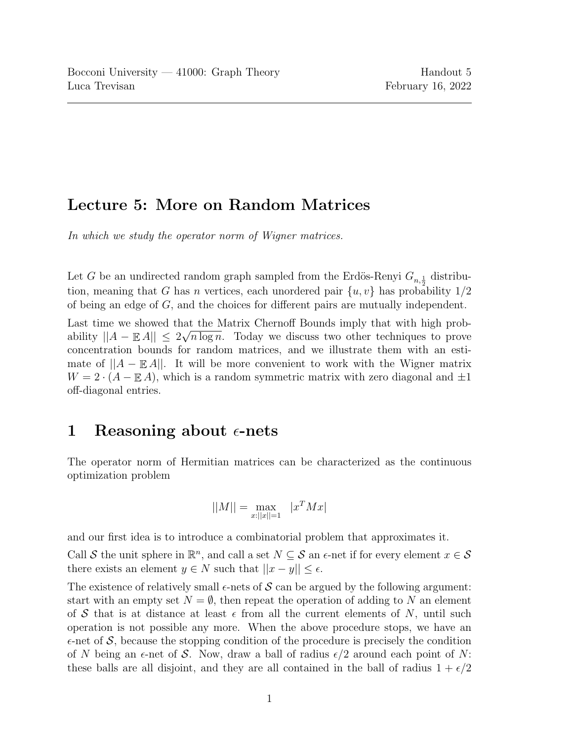Bocconi University — 41000: Graph Theory  
Luca Trevisan

Handout 5  
February 16, 2022

---

# Lecture 5: More on Random Matrices

*In which we study the operator norm of Wigner matrices.*

Let $G$ be an undirected random graph sampled from the Erdös-Renyi $G_{n,\frac{1}{2}}$ distribution, meaning that $G$ has $n$ vertices, each unordered pair $\{u, v\}$ has probability $1/2$ of being an edge of $G$, and the choices for different pairs are mutually independent.

Last time we showed that the Matrix Chernoff Bounds imply that with high probability $||A - \mathbb{E} A|| \leq 2\sqrt{n \log n}$. Today we discuss two other techniques to prove concentration bounds for random matrices, and we illustrate them with an estimate of $||A - \mathbb{E} A||$. It will be more convenient to work with the Wigner matrix $W = 2 \cdot (A - \mathbb{E} A)$, which is a random symmetric matrix with zero diagonal and $\pm 1$ off-diagonal entries.

## 1 Reasoning about $\epsilon$-nets

The operator norm of Hermitian matrices can be characterized as the continuous optimization problem

$$||M|| = \max_{x : ||x|| = 1} \ |x^T M x|$$

and our first idea is to introduce a combinatorial problem that approximates it.

Call $\mathcal{S}$ the unit sphere in $\mathbb{R}^n$, and call a set $N \subseteq \mathcal{S}$ an $\epsilon$-net if for every element $x \in \mathcal{S}$ there exists an element $y \in N$ such that $||x - y|| \leq \epsilon$.

The existence of relatively small $\epsilon$-nets of $\mathcal{S}$ can be argued by the following argument: start with an empty set $N = \emptyset$, then repeat the operation of adding to $N$ an element of $\mathcal{S}$ that is at distance at least $\epsilon$ from all the current elements of $N$, until such operation is not possible any more. When the above procedure stops, we have an $\epsilon$-net of $\mathcal{S}$, because the stopping condition of the procedure is precisely the condition of $N$ being an $\epsilon$-net of $\mathcal{S}$. Now, draw a ball of radius $\epsilon/2$ around each point of $N$: these balls are all disjoint, and they are all contained in the ball of radius $1 + \epsilon/2$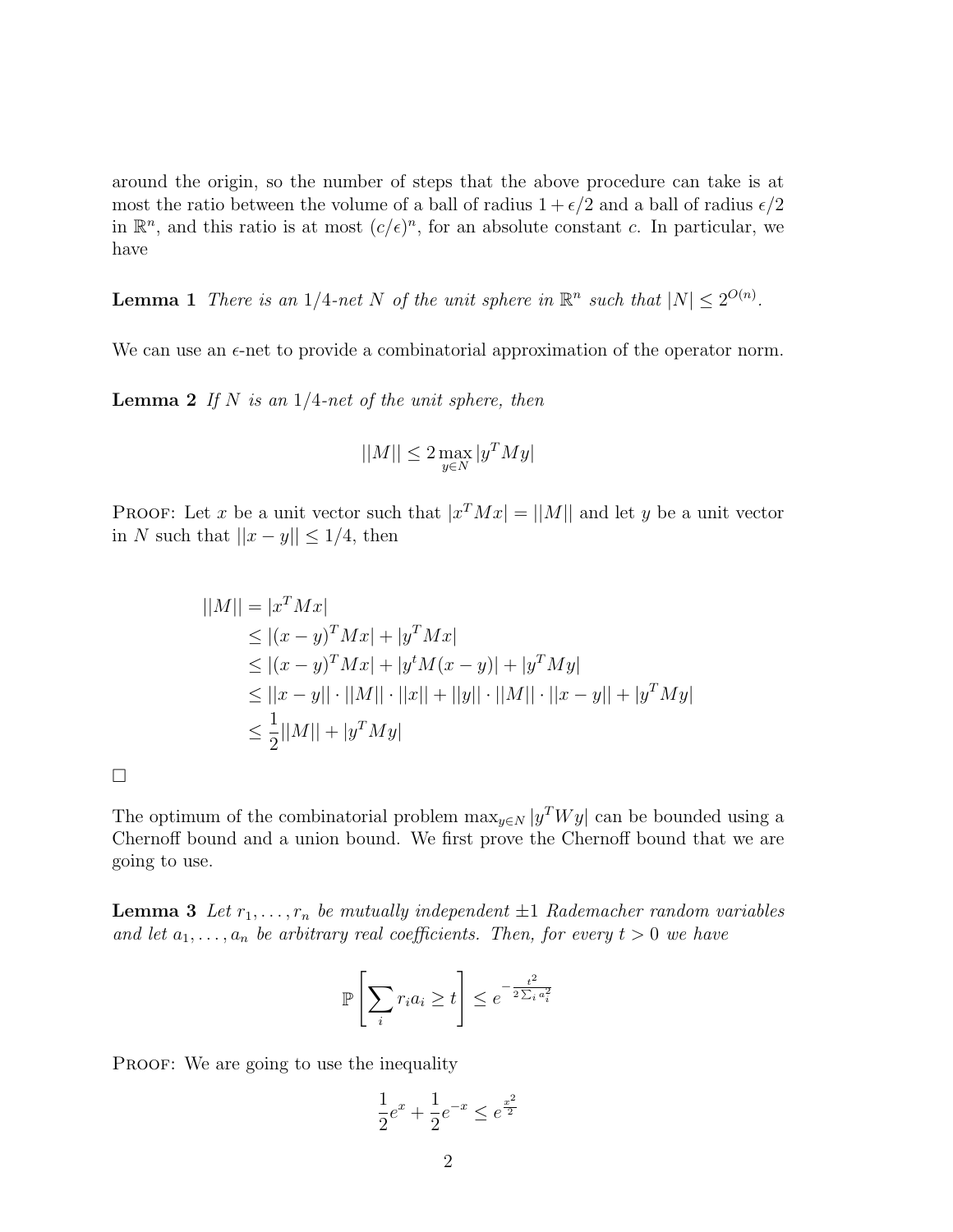around the origin, so the number of steps that the above procedure can take is at most the ratio between the volume of a ball of radius $1+\epsilon/2$ and a ball of radius $\epsilon/2$ in $\mathbb{R}^n$, and this ratio is at most $(c/\epsilon)^n$, for an absolute constant $c$. In particular, we have

**Lemma 1** *There is an $1/4$-net $N$ of the unit sphere in $\mathbb{R}^n$ such that $|N| \leq 2^{O(n)}$.*

We can use an $\epsilon$-net to provide a combinatorial approximation of the operator norm.

**Lemma 2** *If $N$ is an $1/4$-net of the unit sphere, then*

$$||M|| \leq 2 \max_{y \in N} |y^T M y|$$

Proof: Let $x$ be a unit vector such that $|x^T M x| = ||M||$ and let $y$ be a unit vector in $N$ such that $||x-y|| \leq 1/4$, then

$$\begin{aligned}
||M|| &= |x^T M x| \\
&\leq |(x-y)^T M x| + |y^T M x| \\
&\leq |(x-y)^T M x| + |y^t M (x-y)| + |y^T M y| \\
&\leq ||x-y|| \cdot ||M|| \cdot ||x|| + ||y|| \cdot ||M|| \cdot ||x-y|| + |y^T M y| \\
&\leq \frac{1}{2}||M|| + |y^T M y|
\end{aligned}$$

□

The optimum of the combinatorial problem $\max_{y \in N} |y^T W y|$ can be bounded using a Chernoff bound and a union bound. We first prove the Chernoff bound that we are going to use.

**Lemma 3** *Let $r_1, \ldots, r_n$ be mutually independent $\pm 1$ Rademacher random variables and let $a_1, \ldots, a_n$ be arbitrary real coefficients. Then, for every $t > 0$ we have*

$$\mathbb{P}\left[\sum_i r_i a_i \geq t\right] \leq e^{-\frac{t^2}{2\sum_i a_i^2}}$$

Proof: We are going to use the inequality

$$\frac{1}{2}e^x + \frac{1}{2}e^{-x} \leq e^{\frac{x^2}{2}}$$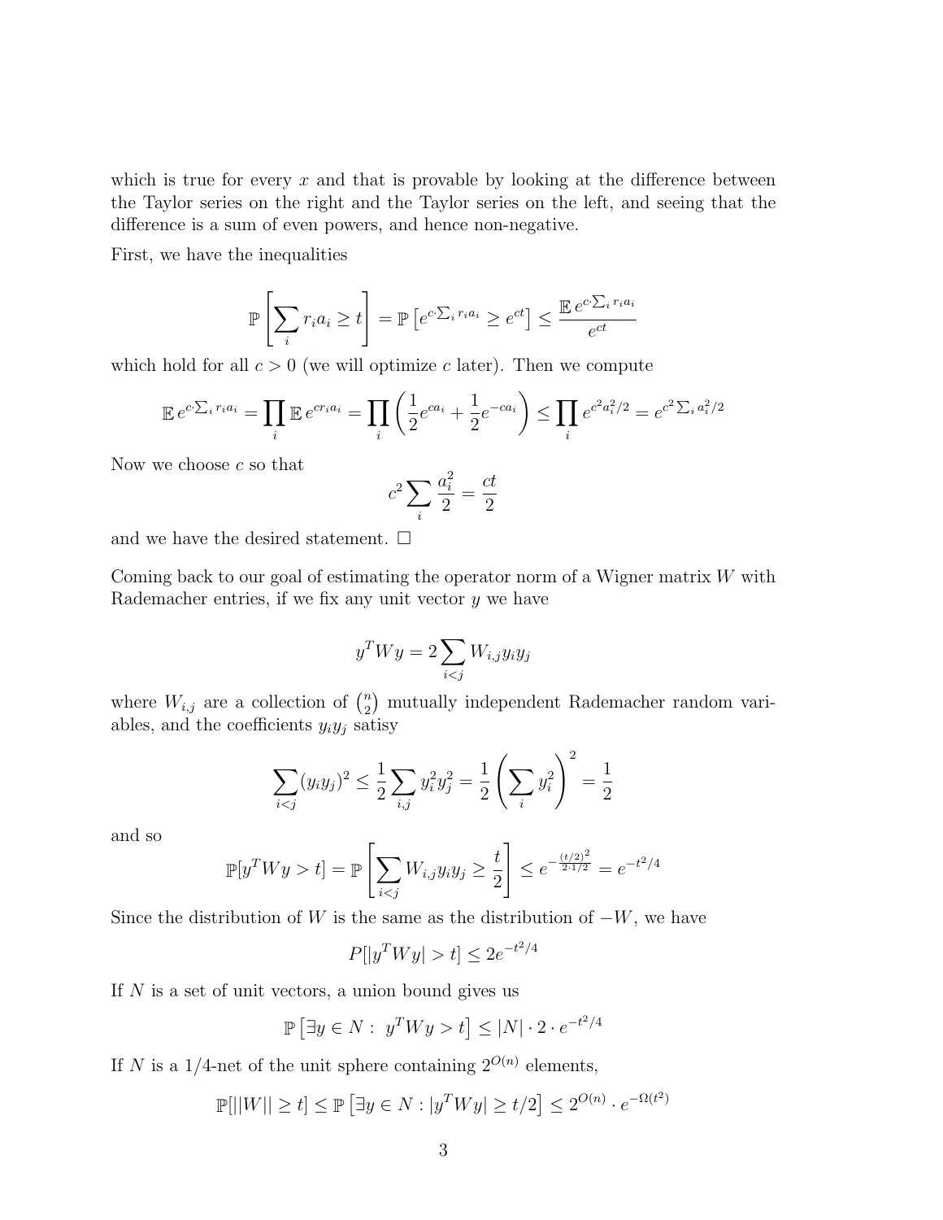which is true for every $x$ and that is provable by looking at the difference between the Taylor series on the right and the Taylor series on the left, and seeing that the difference is a sum of even powers, and hence non-negative.

First, we have the inequalities

$$\mathbb{P}\left[\sum_i r_i a_i \geq t\right] = \mathbb{P}\left[e^{c \cdot \sum_i r_i a_i} \geq e^{ct}\right] \leq \frac{\mathbb{E}\, e^{c \cdot \sum_i r_i a_i}}{e^{ct}}$$

which hold for all $c > 0$ (we will optimize $c$ later). Then we compute

$$\mathbb{E}\, e^{c \cdot \sum_i r_i a_i} = \prod_i \mathbb{E}\, e^{c r_i a_i} = \prod_i \left(\frac{1}{2}e^{c a_i} + \frac{1}{2}e^{-c a_i}\right) \leq \prod_i e^{c^2 a_i^2/2} = e^{c^2 \sum_i a_i^2/2}$$

Now we choose $c$ so that

$$c^2 \sum_i \frac{a_i^2}{2} = \frac{ct}{2}$$

and we have the desired statement. □

Coming back to our goal of estimating the operator norm of a Wigner matrix $W$ with Rademacher entries, if we fix any unit vector $y$ we have

$$y^T W y = 2 \sum_{i<j} W_{i,j} y_i y_j$$

where $W_{i,j}$ are a collection of $\binom{n}{2}$ mutually independent Rademacher random variables, and the coefficients $y_i y_j$ satisy

$$\sum_{i<j} (y_i y_j)^2 \leq \frac{1}{2} \sum_{i,j} y_i^2 y_j^2 = \frac{1}{2}\left(\sum_i y_i^2\right)^2 = \frac{1}{2}$$

and so

$$\mathbb{P}[y^T W y > t] = \mathbb{P}\left[\sum_{i<j} W_{i,j} y_i y_j \geq \frac{t}{2}\right] \leq e^{-\frac{(t/2)^2}{2 \cdot 1/2}} = e^{-t^2/4}$$

Since the distribution of $W$ is the same as the distribution of $-W$, we have

$$P[|y^T W y| > t] \leq 2e^{-t^2/4}$$

If $N$ is a set of unit vectors, a union bound gives us

$$\mathbb{P}\left[\exists y \in N : \; y^T W y > t\right] \leq |N| \cdot 2 \cdot e^{-t^2/4}$$

If $N$ is a 1/4-net of the unit sphere containing $2^{O(n)}$ elements,

$$\mathbb{P}[||W|| \geq t] \leq \mathbb{P}\left[\exists y \in N : |y^T W y| \geq t/2\right] \leq 2^{O(n)} \cdot e^{-\Omega(t^2)}$$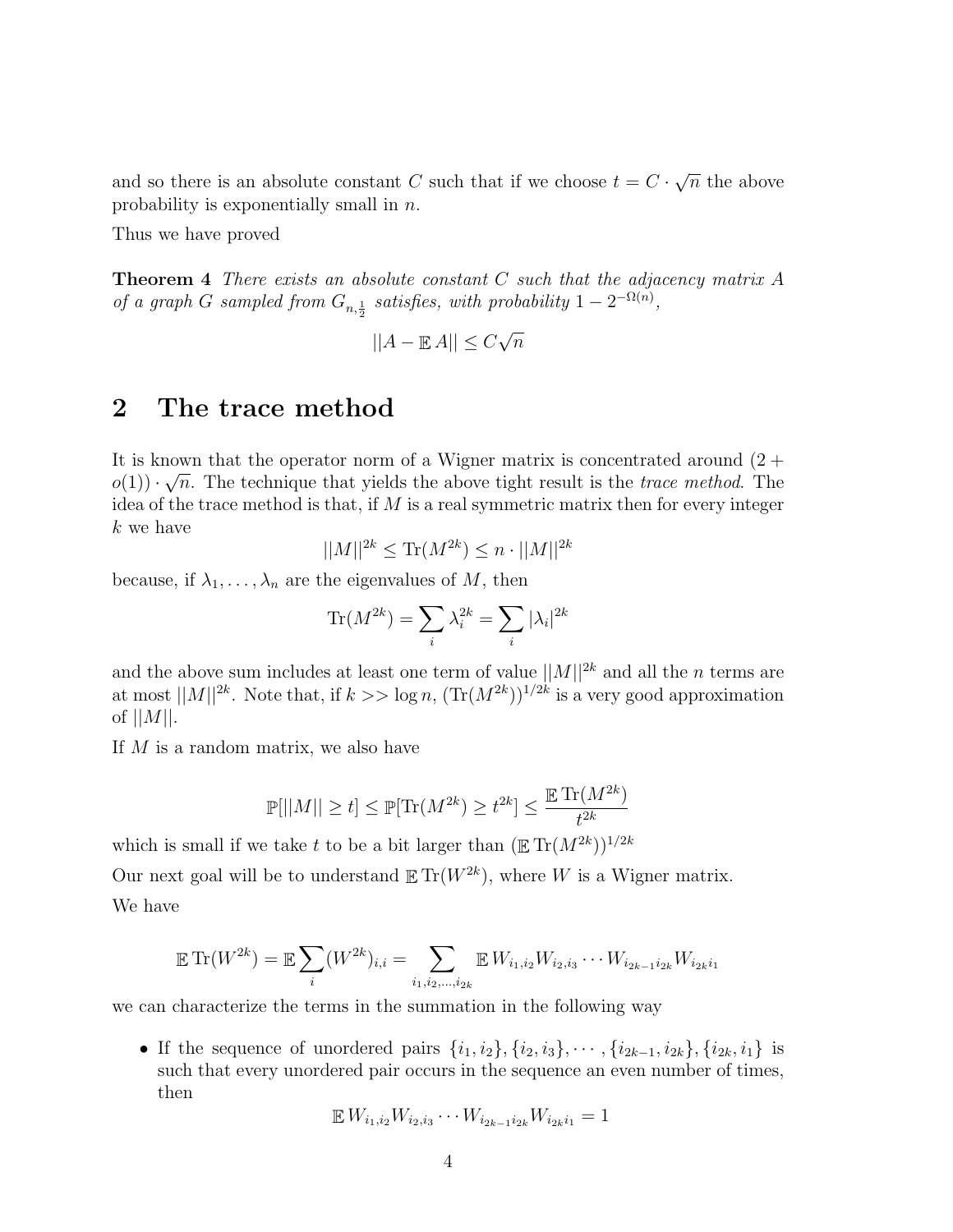and so there is an absolute constant $C$ such that if we choose $t = C \cdot \sqrt{n}$ the above probability is exponentially small in $n$.

Thus we have proved

**Theorem 4** *There exists an absolute constant $C$ such that the adjacency matrix $A$ of a graph $G$ sampled from $G_{n,\frac{1}{2}}$ satisfies, with probability $1 - 2^{-\Omega(n)}$,*

$$||A - \mathbb{E}\, A|| \leq C\sqrt{n}$$

## 2 The trace method

It is known that the operator norm of a Wigner matrix is concentrated around $(2 + o(1)) \cdot \sqrt{n}$. The technique that yields the above tight result is the *trace method*. The idea of the trace method is that, if $M$ is a real symmetric matrix then for every integer $k$ we have

$$||M||^{2k} \leq \mathrm{Tr}(M^{2k}) \leq n \cdot ||M||^{2k}$$

because, if $\lambda_1, \ldots, \lambda_n$ are the eigenvalues of $M$, then

$$\mathrm{Tr}(M^{2k}) = \sum_i \lambda_i^{2k} = \sum_i |\lambda_i|^{2k}$$

and the above sum includes at least one term of value $||M||^{2k}$ and all the $n$ terms are at most $||M||^{2k}$. Note that, if $k >> \log n$, $(\mathrm{Tr}(M^{2k}))^{1/2k}$ is a very good approximation of $||M||$.

If $M$ is a random matrix, we also have

$$\mathbb{P}[||M|| \geq t] \leq \mathbb{P}[\mathrm{Tr}(M^{2k}) \geq t^{2k}] \leq \frac{\mathbb{E}\,\mathrm{Tr}(M^{2k})}{t^{2k}}$$

which is small if we take $t$ to be a bit larger than $(\mathbb{E}\,\mathrm{Tr}(M^{2k}))^{1/2k}$

Our next goal will be to understand $\mathbb{E}\,\mathrm{Tr}(W^{2k})$, where $W$ is a Wigner matrix.

We have

$$\mathbb{E}\,\mathrm{Tr}(W^{2k}) = \mathbb{E} \sum_i (W^{2k})_{i,i} = \sum_{i_1, i_2, \ldots, i_{2k}} \mathbb{E}\, W_{i_1,i_2} W_{i_2,i_3} \cdots W_{i_{2k-1} i_{2k}} W_{i_{2k} i_1}$$

we can characterize the terms in the summation in the following way

- If the sequence of unordered pairs $\{i_1, i_2\}, \{i_2, i_3\}, \cdots, \{i_{2k-1}, i_{2k}\}, \{i_{2k}, i_1\}$ is such that every unordered pair occurs in the sequence an even number of times, then

$$\mathbb{E}\, W_{i_1,i_2} W_{i_2,i_3} \cdots W_{i_{2k-1} i_{2k}} W_{i_{2k} i_1} = 1$$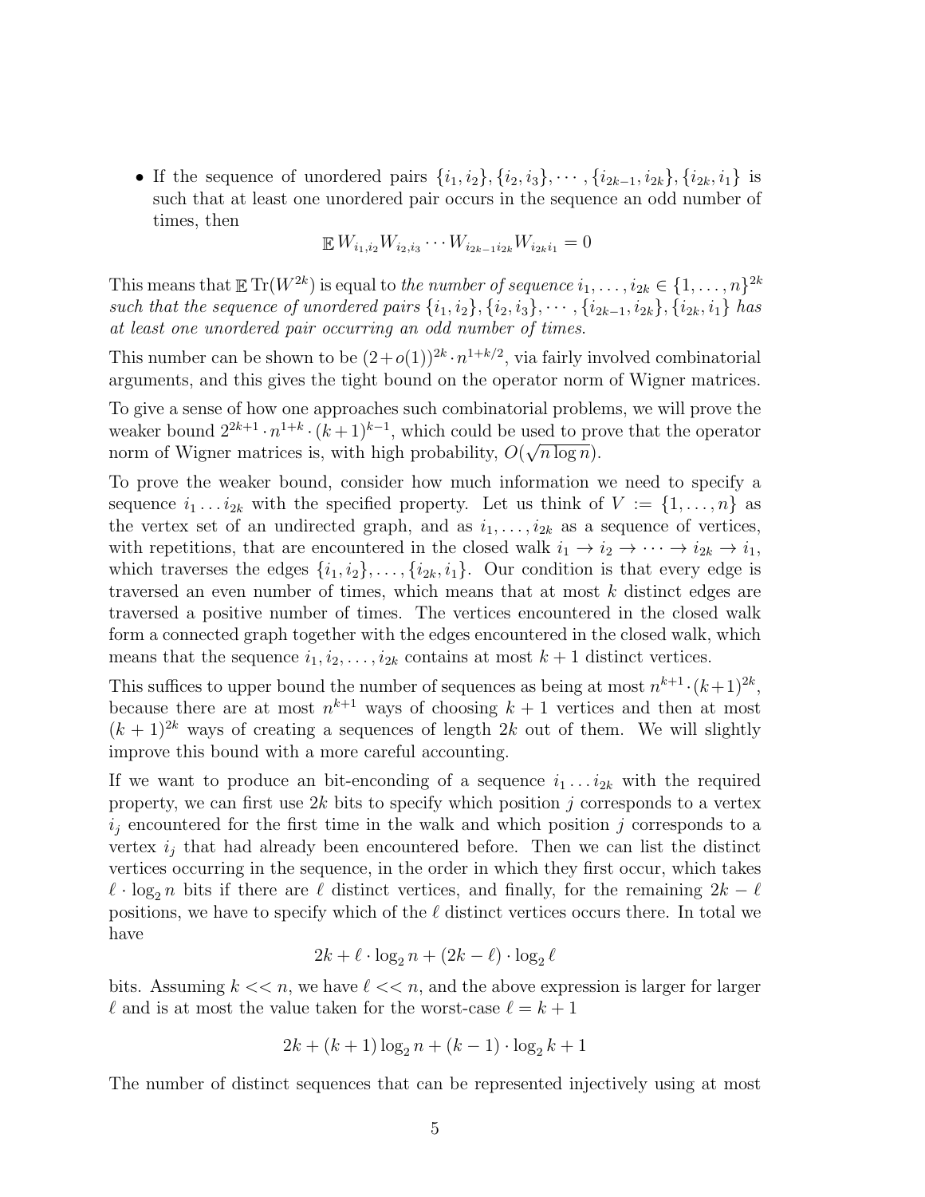- If the sequence of unordered pairs $\{i_1, i_2\}, \{i_2, i_3\}, \cdots, \{i_{2k-1}, i_{2k}\}, \{i_{2k}, i_1\}$ is such that at least one unordered pair occurs in the sequence an odd number of times, then

$$\mathbb{E}\, W_{i_1,i_2} W_{i_2,i_3} \cdots W_{i_{2k-1} i_{2k}} W_{i_{2k} i_1} = 0$$

This means that $\mathbb{E}\,\text{Tr}(W^{2k})$ is equal to *the number of sequence $i_1, \ldots, i_{2k} \in \{1, \ldots, n\}^{2k}$ such that the sequence of unordered pairs $\{i_1, i_2\}, \{i_2, i_3\}, \cdots, \{i_{2k-1}, i_{2k}\}, \{i_{2k}, i_1\}$ has at least one unordered pair occurring an odd number of times.*

This number can be shown to be $(2+o(1))^{2k} \cdot n^{1+k/2}$, via fairly involved combinatorial arguments, and this gives the tight bound on the operator norm of Wigner matrices.

To give a sense of how one approaches such combinatorial problems, we will prove the weaker bound $2^{2k+1} \cdot n^{1+k} \cdot (k+1)^{k-1}$, which could be used to prove that the operator norm of Wigner matrices is, with high probability, $O(\sqrt{n \log n})$.

To prove the weaker bound, consider how much information we need to specify a sequence $i_1 \ldots i_{2k}$ with the specified property. Let us think of $V := \{1, \ldots, n\}$ as the vertex set of an undirected graph, and as $i_1, \ldots, i_{2k}$ as a sequence of vertices, with repetitions, that are encountered in the closed walk $i_1 \to i_2 \to \cdots \to i_{2k} \to i_1$, which traverses the edges $\{i_1, i_2\}, \ldots, \{i_{2k}, i_1\}$. Our condition is that every edge is traversed an even number of times, which means that at most $k$ distinct edges are traversed a positive number of times. The vertices encountered in the closed walk form a connected graph together with the edges encountered in the closed walk, which means that the sequence $i_1, i_2, \ldots, i_{2k}$ contains at most $k+1$ distinct vertices.

This suffices to upper bound the number of sequences as being at most $n^{k+1} \cdot (k+1)^{2k}$, because there are at most $n^{k+1}$ ways of choosing $k+1$ vertices and then at most $(k+1)^{2k}$ ways of creating a sequences of length $2k$ out of them. We will slightly improve this bound with a more careful accounting.

If we want to produce an bit-enconding of a sequence $i_1 \ldots i_{2k}$ with the required property, we can first use $2k$ bits to specify which position $j$ corresponds to a vertex $i_j$ encountered for the first time in the walk and which position $j$ corresponds to a vertex $i_j$ that had already been encountered before. Then we can list the distinct vertices occurring in the sequence, in the order in which they first occur, which takes $\ell \cdot \log_2 n$ bits if there are $\ell$ distinct vertices, and finally, for the remaining $2k - \ell$ positions, we have to specify which of the $\ell$ distinct vertices occurs there. In total we have

$$2k + \ell \cdot \log_2 n + (2k - \ell) \cdot \log_2 \ell$$

bits. Assuming $k << n$, we have $\ell << n$, and the above expression is larger for larger $\ell$ and is at most the value taken for the worst-case $\ell = k+1$

$$2k + (k+1)\log_2 n + (k-1) \cdot \log_2 k + 1$$

The number of distinct sequences that can be represented injectively using at most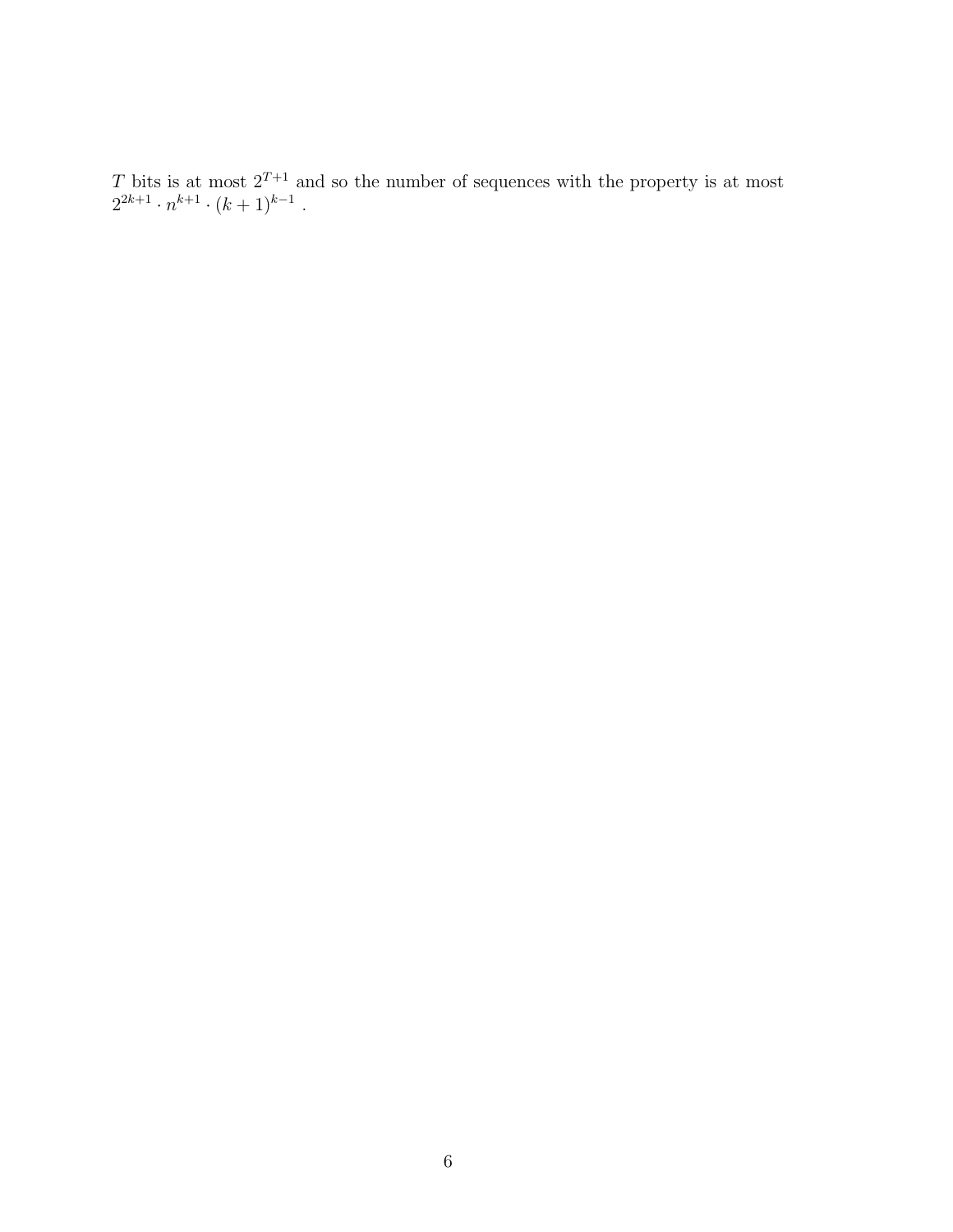$T$ bits is at most $2^{T+1}$ and so the number of sequences with the property is at most $2^{2k+1} \cdot n^{k+1} \cdot (k+1)^{k-1}$ .